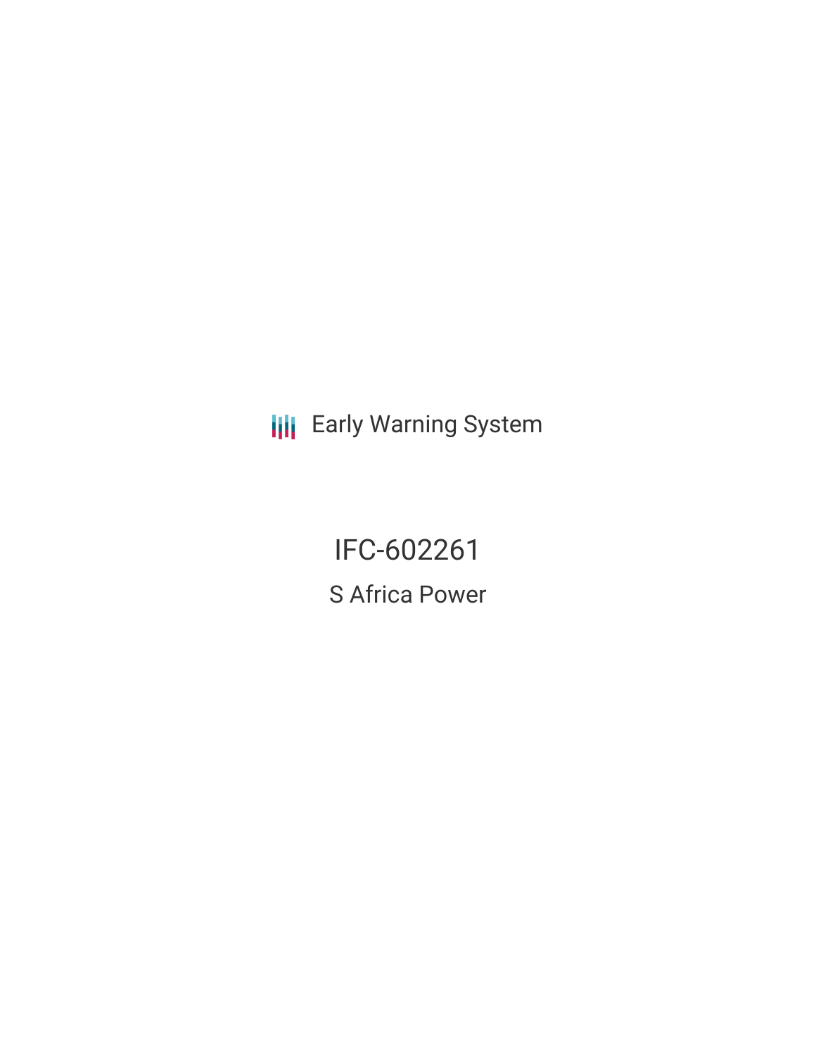Early Warning System

# IFC-602261

## S Africa Power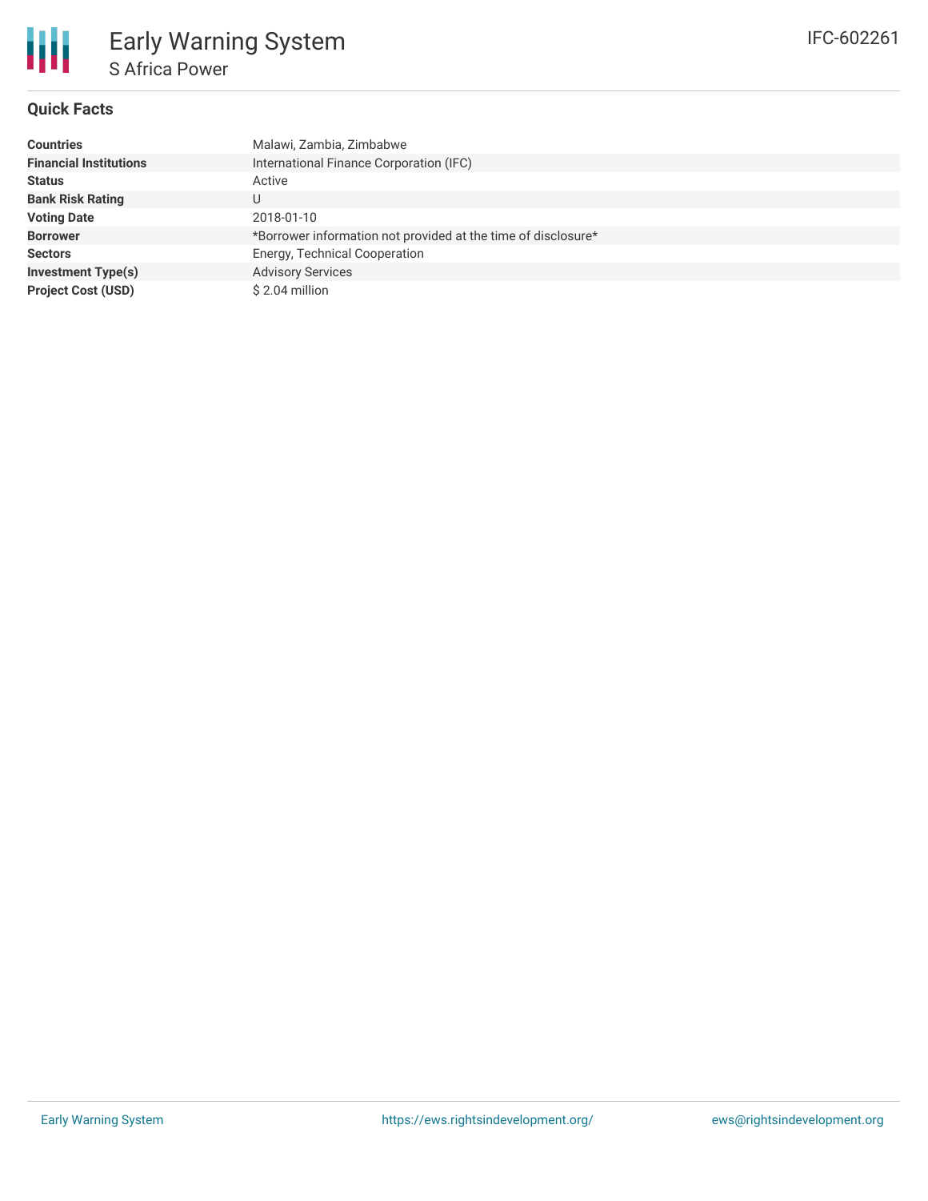# Early Warning System

## S Africa Power

IFC-602261

### Quick Facts

| | |
|---|---|
| **Countries** | Malawi, Zambia, Zimbabwe |
| **Financial Institutions** | International Finance Corporation (IFC) |
| **Status** | Active |
| **Bank Risk Rating** | U |
| **Voting Date** | 2018-01-10 |
| **Borrower** | *Borrower information not provided at the time of disclosure* |
| **Sectors** | Energy, Technical Cooperation |
| **Investment Type(s)** | Advisory Services |
| **Project Cost (USD)** | $ 2.04 million |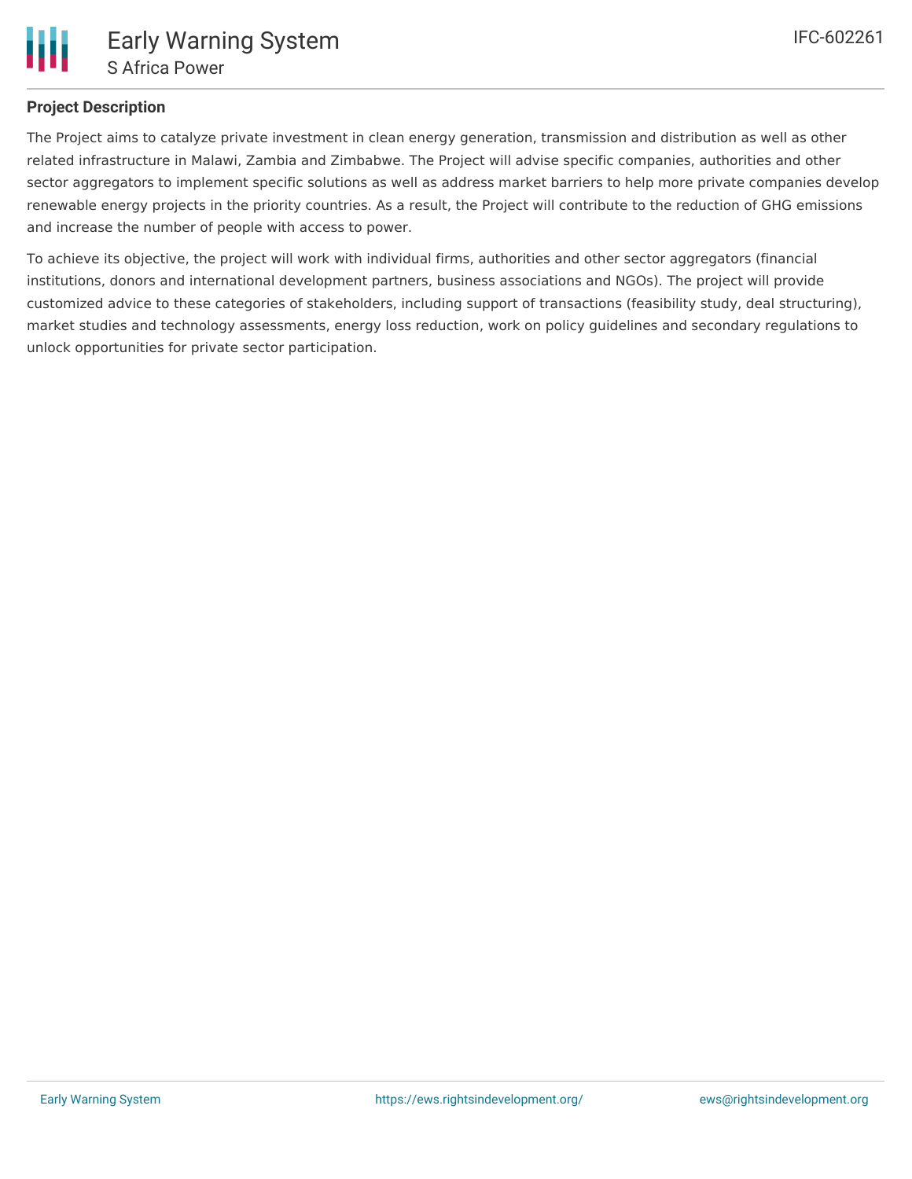## Project Description

The Project aims to catalyze private investment in clean energy generation, transmission and distribution as well as other related infrastructure in Malawi, Zambia and Zimbabwe. The Project will advise specific companies, authorities and other sector aggregators to implement specific solutions as well as address market barriers to help more private companies develop renewable energy projects in the priority countries. As a result, the Project will contribute to the reduction of GHG emissions and increase the number of people with access to power.

To achieve its objective, the project will work with individual firms, authorities and other sector aggregators (financial institutions, donors and international development partners, business associations and NGOs). The project will provide customized advice to these categories of stakeholders, including support of transactions (feasibility study, deal structuring), market studies and technology assessments, energy loss reduction, work on policy guidelines and secondary regulations to unlock opportunities for private sector participation.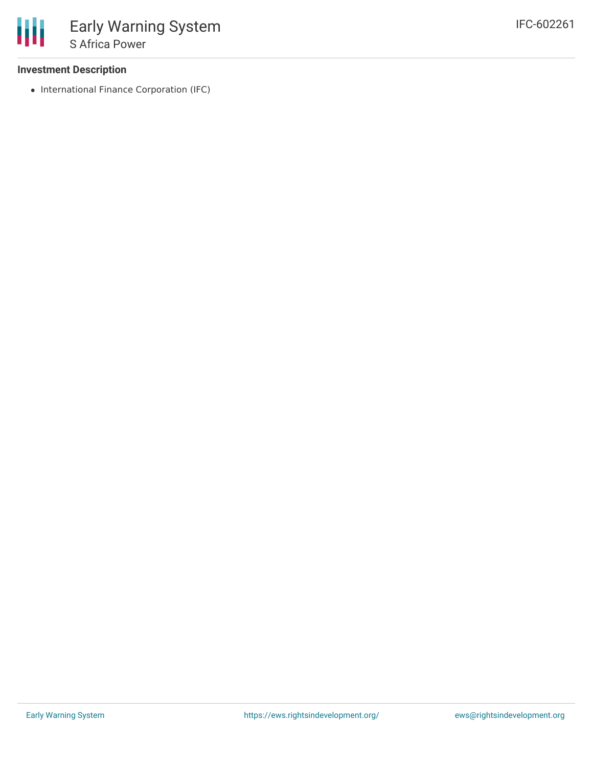### Investment Description

- International Finance Corporation (IFC)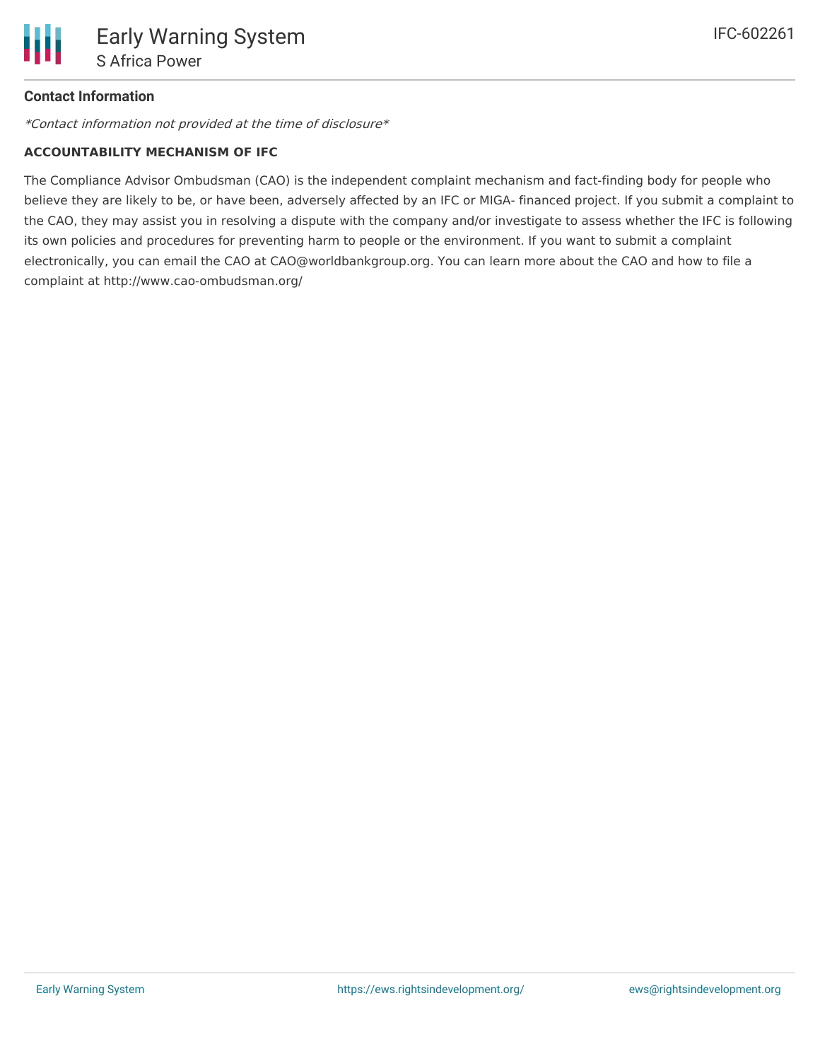**Contact Information**

*Contact information not provided at the time of disclosure*

**ACCOUNTABILITY MECHANISM OF IFC**

The Compliance Advisor Ombudsman (CAO) is the independent complaint mechanism and fact-finding body for people who believe they are likely to be, or have been, adversely affected by an IFC or MIGA- financed project. If you submit a complaint to the CAO, they may assist you in resolving a dispute with the company and/or investigate to assess whether the IFC is following its own policies and procedures for preventing harm to people or the environment. If you want to submit a complaint electronically, you can email the CAO at CAO@worldbankgroup.org. You can learn more about the CAO and how to file a complaint at http://www.cao-ombudsman.org/